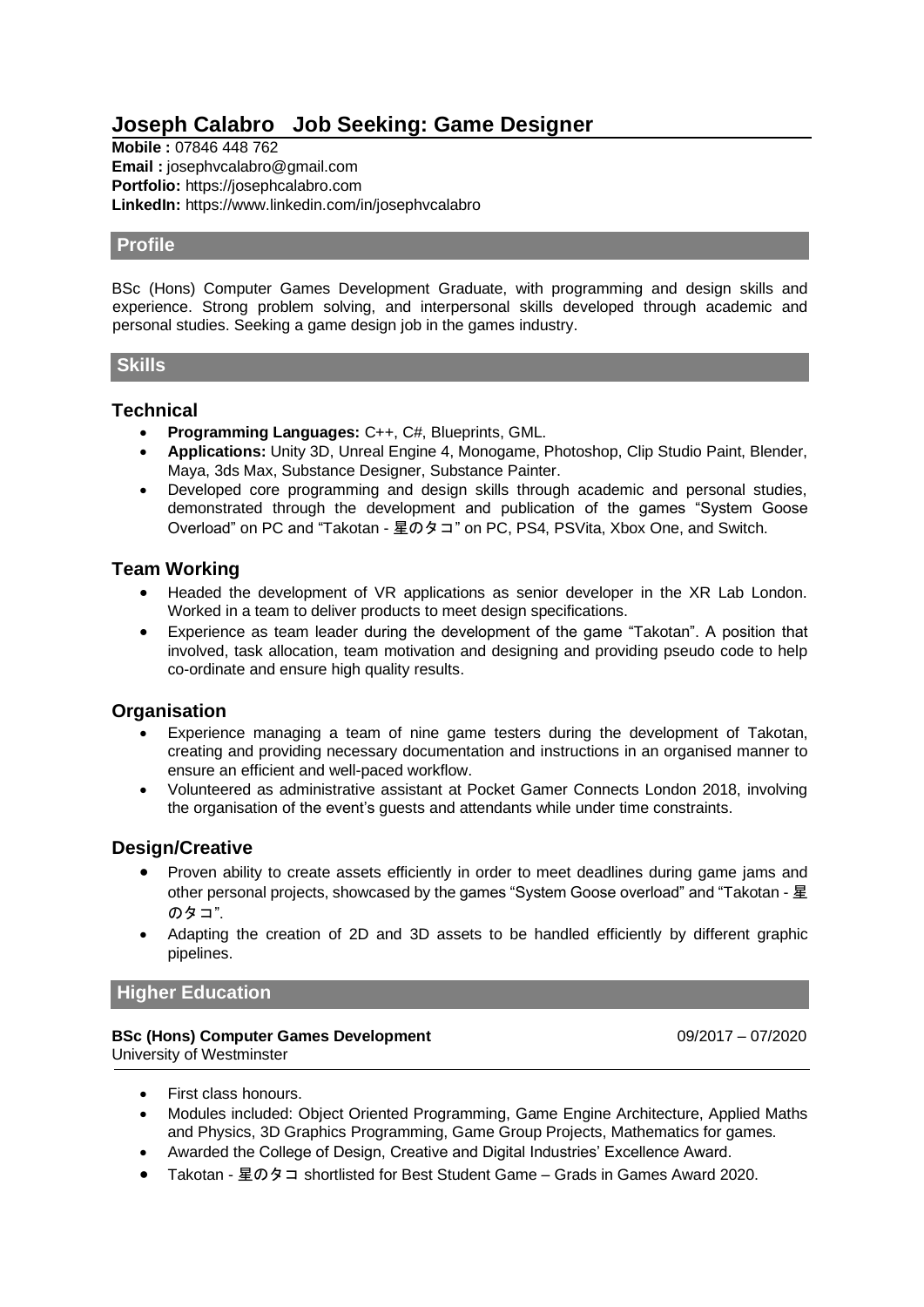# Joseph Calabro   Job Seeking: Game Designer

**Mobile :** 07846 448 762
**Email :** josephvcalabro@gmail.com
**Portfolio:** https://josephcalabro.com
**LinkedIn:** https://www.linkedin.com/in/josephvcalabro

## Profile

BSc (Hons) Computer Games Development Graduate, with programming and design skills and experience. Strong problem solving, and interpersonal skills developed through academic and personal studies. Seeking a game design job in the games industry.

## Skills

### Technical

- **Programming Languages:** C++, C#, Blueprints, GML.
- **Applications:** Unity 3D, Unreal Engine 4, Monogame, Photoshop, Clip Studio Paint, Blender, Maya, 3ds Max, Substance Designer, Substance Painter.
- Developed core programming and design skills through academic and personal studies, demonstrated through the development and publication of the games "System Goose Overload" on PC and "Takotan - 星のタコ" on PC, PS4, PSVita, Xbox One, and Switch.

### Team Working

- Headed the development of VR applications as senior developer in the XR Lab London. Worked in a team to deliver products to meet design specifications.
- Experience as team leader during the development of the game "Takotan". A position that involved, task allocation, team motivation and designing and providing pseudo code to help co-ordinate and ensure high quality results.

### Organisation

- Experience managing a team of nine game testers during the development of Takotan, creating and providing necessary documentation and instructions in an organised manner to ensure an efficient and well-paced workflow.
- Volunteered as administrative assistant at Pocket Gamer Connects London 2018, involving the organisation of the event's guests and attendants while under time constraints.

### Design/Creative

- Proven ability to create assets efficiently in order to meet deadlines during game jams and other personal projects, showcased by the games "System Goose overload" and "Takotan - 星のタコ".
- Adapting the creation of 2D and 3D assets to be handled efficiently by different graphic pipelines.

## Higher Education

**BSc (Hons) Computer Games Development** 09/2017 – 07/2020
University of Westminster

- First class honours.
- Modules included: Object Oriented Programming, Game Engine Architecture, Applied Maths and Physics, 3D Graphics Programming, Game Group Projects, Mathematics for games.
- Awarded the College of Design, Creative and Digital Industries' Excellence Award.
- Takotan - 星のタコ shortlisted for Best Student Game – Grads in Games Award 2020.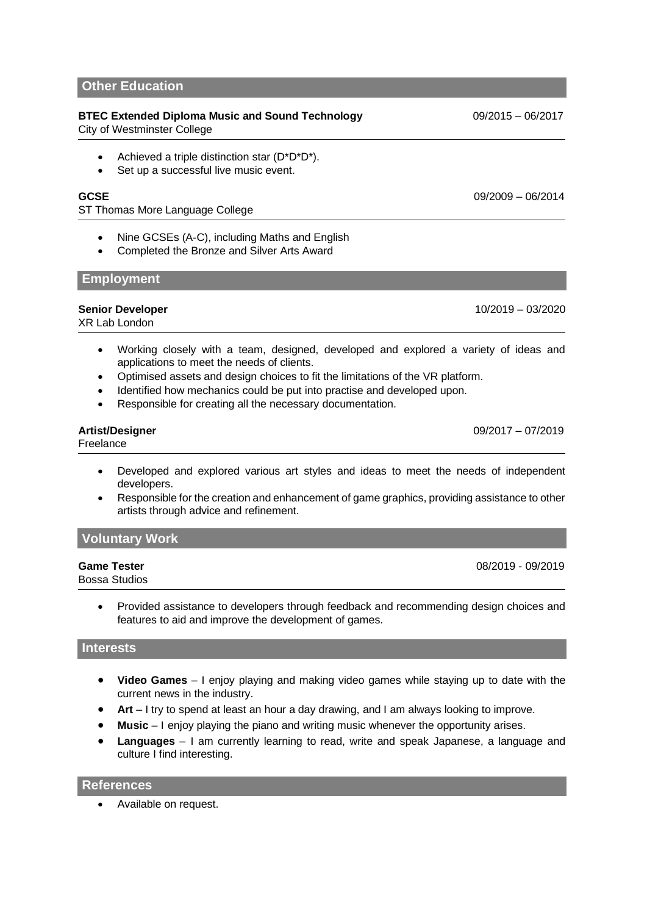## Other Education

**BTEC Extended Diploma Music and Sound Technology** 09/2015 – 06/2017
City of Westminster College

- Achieved a triple distinction star (D*D*D*).
- Set up a successful live music event.

**GCSE** 09/2009 – 06/2014
ST Thomas More Language College

- Nine GCSEs (A-C), including Maths and English
- Completed the Bronze and Silver Arts Award

## Employment

**Senior Developer** 10/2019 – 03/2020
XR Lab London

- Working closely with a team, designed, developed and explored a variety of ideas and applications to meet the needs of clients.
- Optimised assets and design choices to fit the limitations of the VR platform.
- Identified how mechanics could be put into practise and developed upon.
- Responsible for creating all the necessary documentation.

**Artist/Designer** 09/2017 – 07/2019
Freelance

- Developed and explored various art styles and ideas to meet the needs of independent developers.
- Responsible for the creation and enhancement of game graphics, providing assistance to other artists through advice and refinement.

## Voluntary Work

**Game Tester** 08/2019 - 09/2019
Bossa Studios

- Provided assistance to developers through feedback and recommending design choices and features to aid and improve the development of games.

## Interests

- **Video Games** – I enjoy playing and making video games while staying up to date with the current news in the industry.
- **Art** – I try to spend at least an hour a day drawing, and I am always looking to improve.
- **Music** – I enjoy playing the piano and writing music whenever the opportunity arises.
- **Languages** – I am currently learning to read, write and speak Japanese, a language and culture I find interesting.

## References

- Available on request.